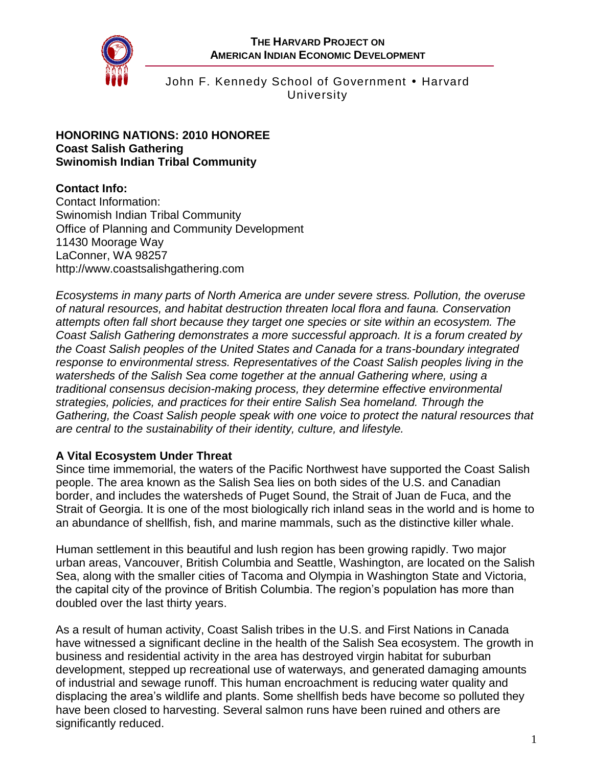**THE HARVARD PROJECT ON AMERICAN INDIAN ECONOMIC DEVELOPMENT**

John F. Kennedy School of Government • Harvard University

**HONORING NATIONS: 2010 HONOREE**
**Coast Salish Gathering**
**Swinomish Indian Tribal Community**

**Contact Info:**
Contact Information:
Swinomish Indian Tribal Community
Office of Planning and Community Development
11430 Moorage Way
LaConner, WA 98257
http://www.coastsalishgathering.com

*Ecosystems in many parts of North America are under severe stress. Pollution, the overuse of natural resources, and habitat destruction threaten local flora and fauna. Conservation attempts often fall short because they target one species or site within an ecosystem. The Coast Salish Gathering demonstrates a more successful approach. It is a forum created by the Coast Salish peoples of the United States and Canada for a trans-boundary integrated response to environmental stress. Representatives of the Coast Salish peoples living in the watersheds of the Salish Sea come together at the annual Gathering where, using a traditional consensus decision-making process, they determine effective environmental strategies, policies, and practices for their entire Salish Sea homeland. Through the Gathering, the Coast Salish people speak with one voice to protect the natural resources that are central to the sustainability of their identity, culture, and lifestyle.*

## A Vital Ecosystem Under Threat

Since time immemorial, the waters of the Pacific Northwest have supported the Coast Salish people. The area known as the Salish Sea lies on both sides of the U.S. and Canadian border, and includes the watersheds of Puget Sound, the Strait of Juan de Fuca, and the Strait of Georgia. It is one of the most biologically rich inland seas in the world and is home to an abundance of shellfish, fish, and marine mammals, such as the distinctive killer whale.

Human settlement in this beautiful and lush region has been growing rapidly. Two major urban areas, Vancouver, British Columbia and Seattle, Washington, are located on the Salish Sea, along with the smaller cities of Tacoma and Olympia in Washington State and Victoria, the capital city of the province of British Columbia. The region's population has more than doubled over the last thirty years.

As a result of human activity, Coast Salish tribes in the U.S. and First Nations in Canada have witnessed a significant decline in the health of the Salish Sea ecosystem. The growth in business and residential activity in the area has destroyed virgin habitat for suburban development, stepped up recreational use of waterways, and generated damaging amounts of industrial and sewage runoff. This human encroachment is reducing water quality and displacing the area's wildlife and plants. Some shellfish beds have become so polluted they have been closed to harvesting. Several salmon runs have been ruined and others are significantly reduced.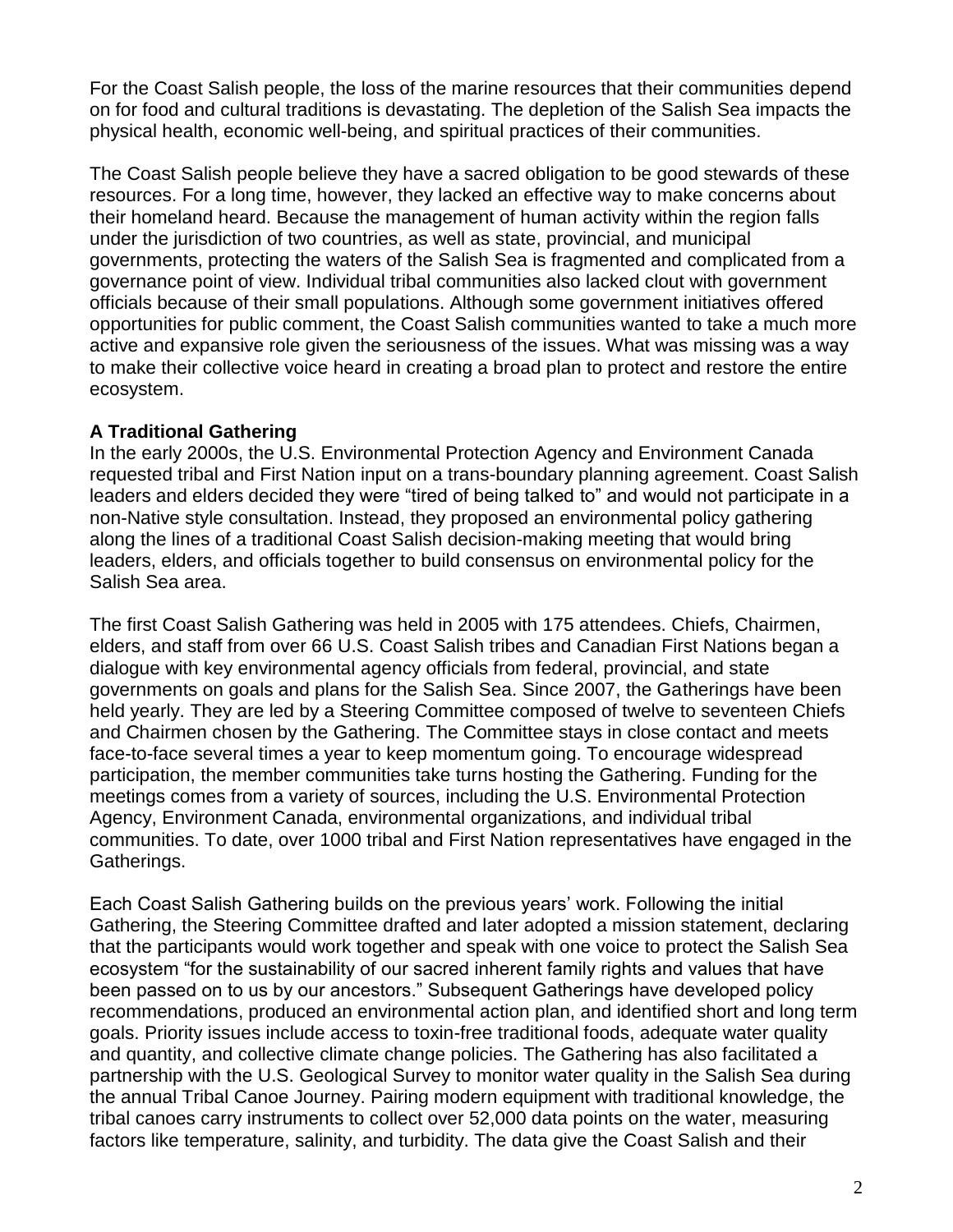For the Coast Salish people, the loss of the marine resources that their communities depend on for food and cultural traditions is devastating. The depletion of the Salish Sea impacts the physical health, economic well-being, and spiritual practices of their communities.

The Coast Salish people believe they have a sacred obligation to be good stewards of these resources. For a long time, however, they lacked an effective way to make concerns about their homeland heard. Because the management of human activity within the region falls under the jurisdiction of two countries, as well as state, provincial, and municipal governments, protecting the waters of the Salish Sea is fragmented and complicated from a governance point of view. Individual tribal communities also lacked clout with government officials because of their small populations. Although some government initiatives offered opportunities for public comment, the Coast Salish communities wanted to take a much more active and expansive role given the seriousness of the issues. What was missing was a way to make their collective voice heard in creating a broad plan to protect and restore the entire ecosystem.

**A Traditional Gathering**

In the early 2000s, the U.S. Environmental Protection Agency and Environment Canada requested tribal and First Nation input on a trans-boundary planning agreement. Coast Salish leaders and elders decided they were "tired of being talked to" and would not participate in a non-Native style consultation. Instead, they proposed an environmental policy gathering along the lines of a traditional Coast Salish decision-making meeting that would bring leaders, elders, and officials together to build consensus on environmental policy for the Salish Sea area.

The first Coast Salish Gathering was held in 2005 with 175 attendees. Chiefs, Chairmen, elders, and staff from over 66 U.S. Coast Salish tribes and Canadian First Nations began a dialogue with key environmental agency officials from federal, provincial, and state governments on goals and plans for the Salish Sea. Since 2007, the Gatherings have been held yearly. They are led by a Steering Committee composed of twelve to seventeen Chiefs and Chairmen chosen by the Gathering. The Committee stays in close contact and meets face-to-face several times a year to keep momentum going. To encourage widespread participation, the member communities take turns hosting the Gathering. Funding for the meetings comes from a variety of sources, including the U.S. Environmental Protection Agency, Environment Canada, environmental organizations, and individual tribal communities. To date, over 1000 tribal and First Nation representatives have engaged in the Gatherings.

Each Coast Salish Gathering builds on the previous years' work. Following the initial Gathering, the Steering Committee drafted and later adopted a mission statement, declaring that the participants would work together and speak with one voice to protect the Salish Sea ecosystem "for the sustainability of our sacred inherent family rights and values that have been passed on to us by our ancestors." Subsequent Gatherings have developed policy recommendations, produced an environmental action plan, and identified short and long term goals. Priority issues include access to toxin-free traditional foods, adequate water quality and quantity, and collective climate change policies. The Gathering has also facilitated a partnership with the U.S. Geological Survey to monitor water quality in the Salish Sea during the annual Tribal Canoe Journey. Pairing modern equipment with traditional knowledge, the tribal canoes carry instruments to collect over 52,000 data points on the water, measuring factors like temperature, salinity, and turbidity. The data give the Coast Salish and their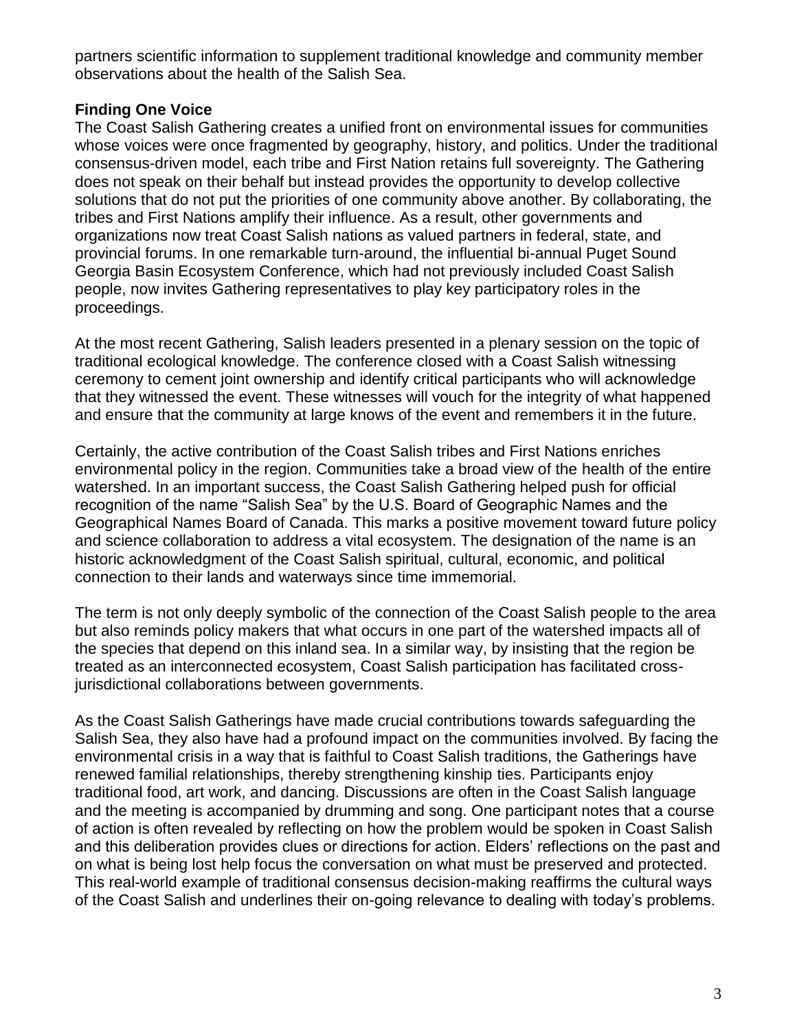partners scientific information to supplement traditional knowledge and community member observations about the health of the Salish Sea.

**Finding One Voice**

The Coast Salish Gathering creates a unified front on environmental issues for communities whose voices were once fragmented by geography, history, and politics. Under the traditional consensus-driven model, each tribe and First Nation retains full sovereignty. The Gathering does not speak on their behalf but instead provides the opportunity to develop collective solutions that do not put the priorities of one community above another. By collaborating, the tribes and First Nations amplify their influence. As a result, other governments and organizations now treat Coast Salish nations as valued partners in federal, state, and provincial forums. In one remarkable turn-around, the influential bi-annual Puget Sound Georgia Basin Ecosystem Conference, which had not previously included Coast Salish people, now invites Gathering representatives to play key participatory roles in the proceedings.

At the most recent Gathering, Salish leaders presented in a plenary session on the topic of traditional ecological knowledge. The conference closed with a Coast Salish witnessing ceremony to cement joint ownership and identify critical participants who will acknowledge that they witnessed the event. These witnesses will vouch for the integrity of what happened and ensure that the community at large knows of the event and remembers it in the future.

Certainly, the active contribution of the Coast Salish tribes and First Nations enriches environmental policy in the region. Communities take a broad view of the health of the entire watershed. In an important success, the Coast Salish Gathering helped push for official recognition of the name "Salish Sea" by the U.S. Board of Geographic Names and the Geographical Names Board of Canada. This marks a positive movement toward future policy and science collaboration to address a vital ecosystem. The designation of the name is an historic acknowledgment of the Coast Salish spiritual, cultural, economic, and political connection to their lands and waterways since time immemorial.

The term is not only deeply symbolic of the connection of the Coast Salish people to the area but also reminds policy makers that what occurs in one part of the watershed impacts all of the species that depend on this inland sea. In a similar way, by insisting that the region be treated as an interconnected ecosystem, Coast Salish participation has facilitated cross-jurisdictional collaborations between governments.

As the Coast Salish Gatherings have made crucial contributions towards safeguarding the Salish Sea, they also have had a profound impact on the communities involved. By facing the environmental crisis in a way that is faithful to Coast Salish traditions, the Gatherings have renewed familial relationships, thereby strengthening kinship ties. Participants enjoy traditional food, art work, and dancing. Discussions are often in the Coast Salish language and the meeting is accompanied by drumming and song. One participant notes that a course of action is often revealed by reflecting on how the problem would be spoken in Coast Salish and this deliberation provides clues or directions for action. Elders' reflections on the past and on what is being lost help focus the conversation on what must be preserved and protected. This real-world example of traditional consensus decision-making reaffirms the cultural ways of the Coast Salish and underlines their on-going relevance to dealing with today's problems.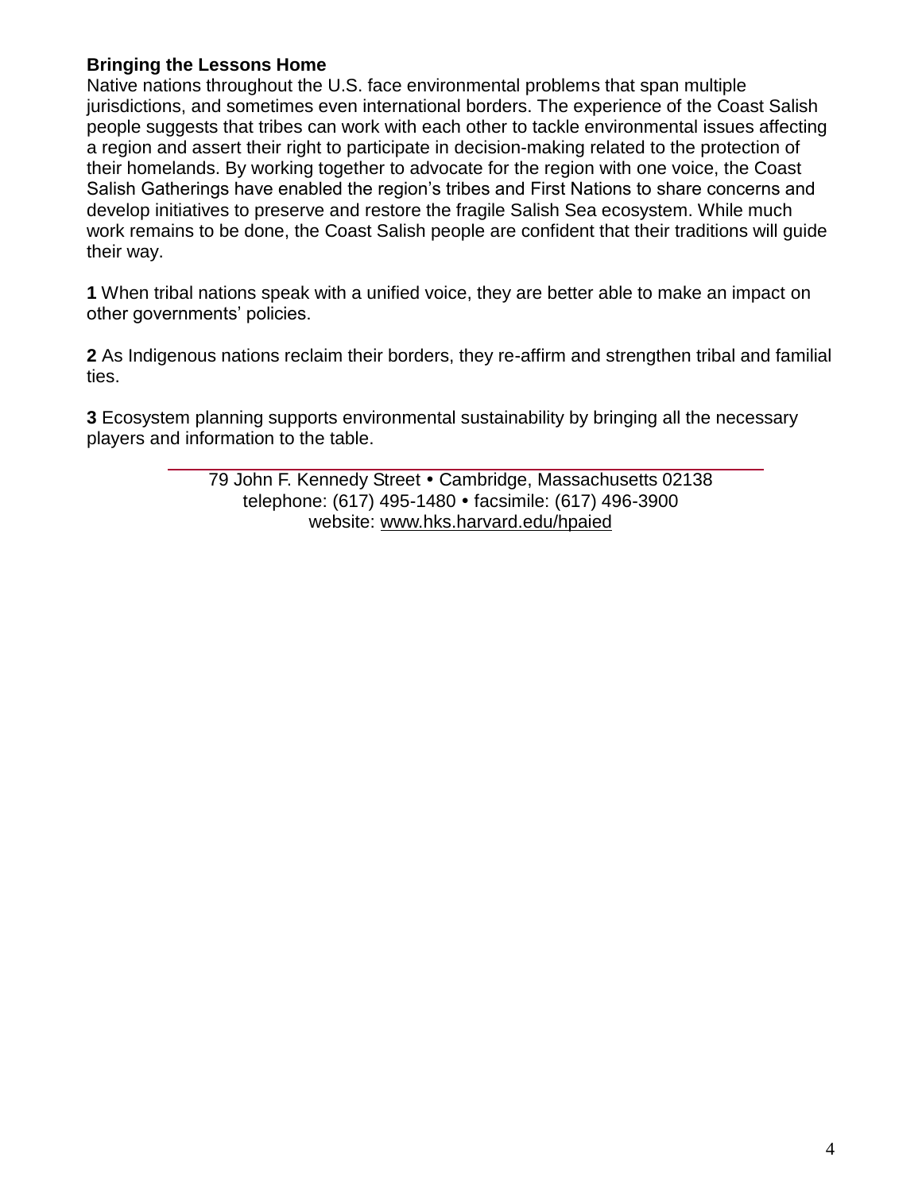**Bringing the Lessons Home**

Native nations throughout the U.S. face environmental problems that span multiple jurisdictions, and sometimes even international borders. The experience of the Coast Salish people suggests that tribes can work with each other to tackle environmental issues affecting a region and assert their right to participate in decision-making related to the protection of their homelands. By working together to advocate for the region with one voice, the Coast Salish Gatherings have enabled the region's tribes and First Nations to share concerns and develop initiatives to preserve and restore the fragile Salish Sea ecosystem. While much work remains to be done, the Coast Salish people are confident that their traditions will guide their way.

**1** When tribal nations speak with a unified voice, they are better able to make an impact on other governments' policies.

**2** As Indigenous nations reclaim their borders, they re-affirm and strengthen tribal and familial ties.

**3** Ecosystem planning supports environmental sustainability by bringing all the necessary players and information to the table.

---

79 John F. Kennedy Street • Cambridge, Massachusetts 02138
telephone: (617) 495-1480 • facsimile: (617) 496-3900
website: www.hks.harvard.edu/hpaied